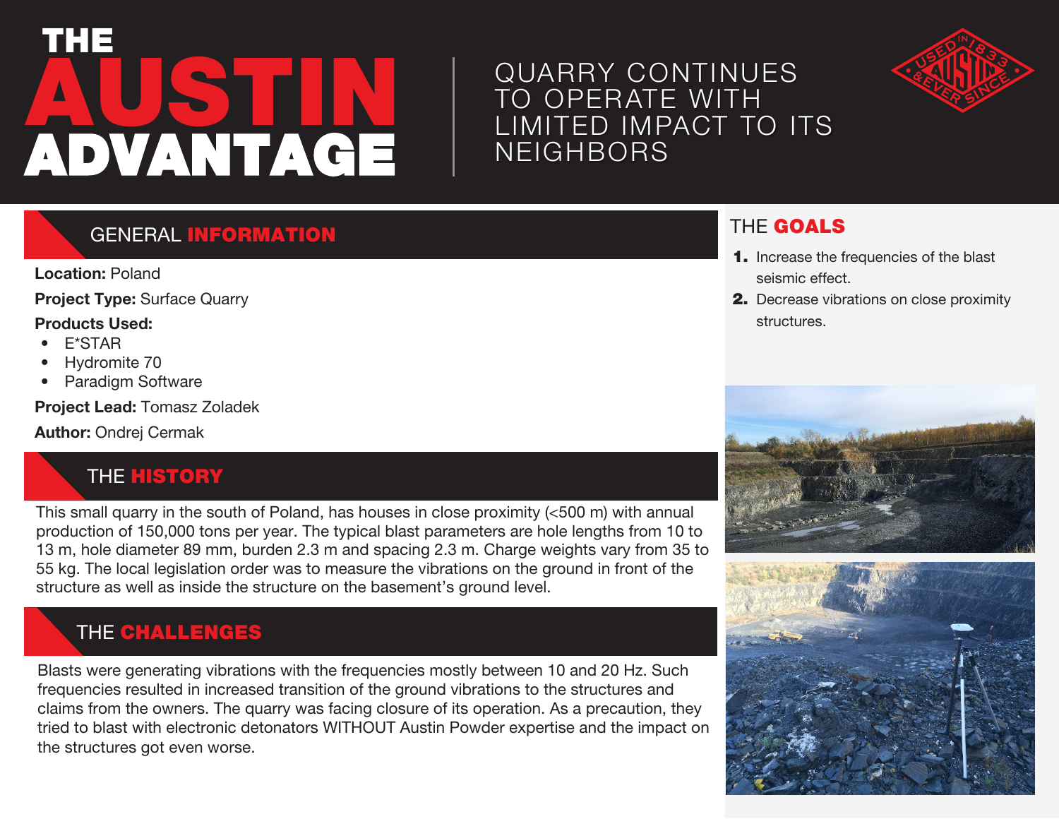# THE AUSTIN ADVANTAGE

## QUARRY CONTINUES TO OPERATE WITH LIMITED IMPACT TO ITS NEIGHBORS

USED IN 1833 AUSTIN & EVER SINCE

## GENERAL INFORMATION

**Location:** Poland

**Project Type:** Surface Quarry

**Products Used:**

- E*STAR
- Hydromite 70
- Paradigm Software

**Project Lead:** Tomasz Zoladek

**Author:** Ondrej Cermak

## THE HISTORY

This small quarry in the south of Poland, has houses in close proximity (<500 m) with annual production of 150,000 tons per year. The typical blast parameters are hole lengths from 10 to 13 m, hole diameter 89 mm, burden 2.3 m and spacing 2.3 m. Charge weights vary from 35 to 55 kg. The local legislation order was to measure the vibrations on the ground in front of the structure as well as inside the structure on the basement's ground level.

## THE CHALLENGES

Blasts were generating vibrations with the frequencies mostly between 10 and 20 Hz. Such frequencies resulted in increased transition of the ground vibrations to the structures and claims from the owners. The quarry was facing closure of its operation. As a precaution, they tried to blast with electronic detonators WITHOUT Austin Powder expertise and the impact on the structures got even worse.

## THE GOALS

1. Increase the frequencies of the blast seismic effect.
2. Decrease vibrations on close proximity structures.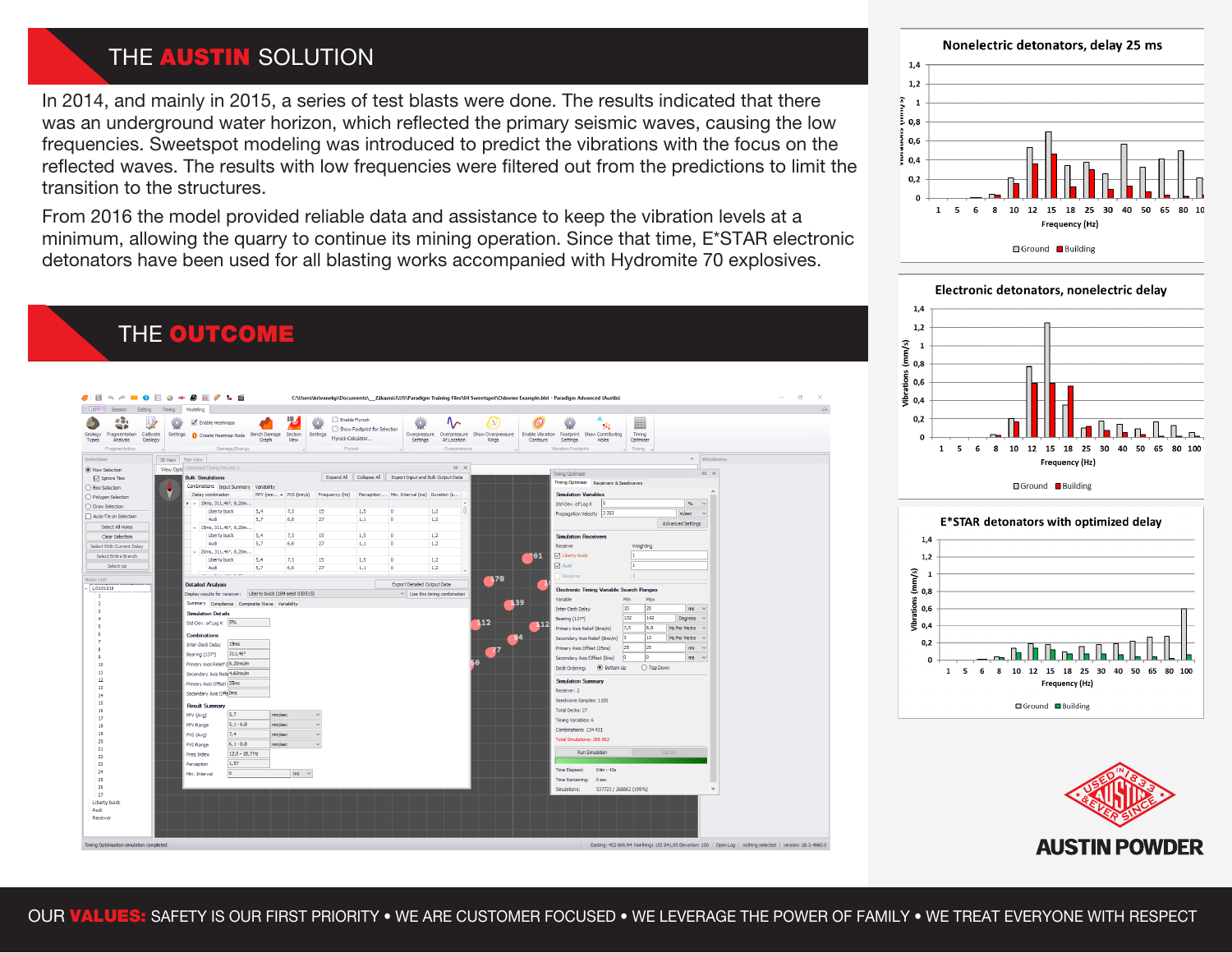## THE AUSTIN SOLUTION

In 2014, and mainly in 2015, a series of test blasts were done. The results indicated that there was an underground water horizon, which reflected the primary seismic waves, causing the low frequencies. Sweetspot modeling was introduced to predict the vibrations with the focus on the reflected waves. The results with low frequencies were filtered out from the predictions to limit the transition to the structures.

From 2016 the model provided reliable data and assistance to keep the vibration levels at a minimum, allowing the quarry to continue its mining operation. Since that time, E*STAR electronic detonators have been used for all blasting works accompanied with Hydromite 70 explosives.

## THE OUTCOME

Nonelectric detonators, delay 25 ms

Vibrations (mm/s)

1,4
1,2
1
0,8
0,6
0,4
0,2
0

1 5 6 8 10 12 15 18 25 30 40 50 65 80 100

Frequency (Hz)

Ground Building

Electronic detonators, nonelectric delay

Vibrations (mm/s)

1,4
1,2
1
0,8
0,6
0,4
0,2
0

1 5 6 8 10 12 15 18 25 30 40 50 65 80 100

Frequency (Hz)

Ground Building

E*STAR detonators with optimized delay

Vibrations (mm/s)

1,4
1,2
1
0,8
0,6
0,4
0,2
0

1 5 6 8 10 12 15 18 25 30 40 50 65 80 100

Frequency (Hz)

Ground Building

USED IN 1833 & EVER SINCE

AUSTIN POWDER

OUR **VALUES:** SAFETY IS OUR FIRST PRIORITY • WE ARE CUSTOMER FOCUSED • WE LEVERAGE THE POWER OF FAMILY • WE TREAT EVERYONE WITH RESPECT